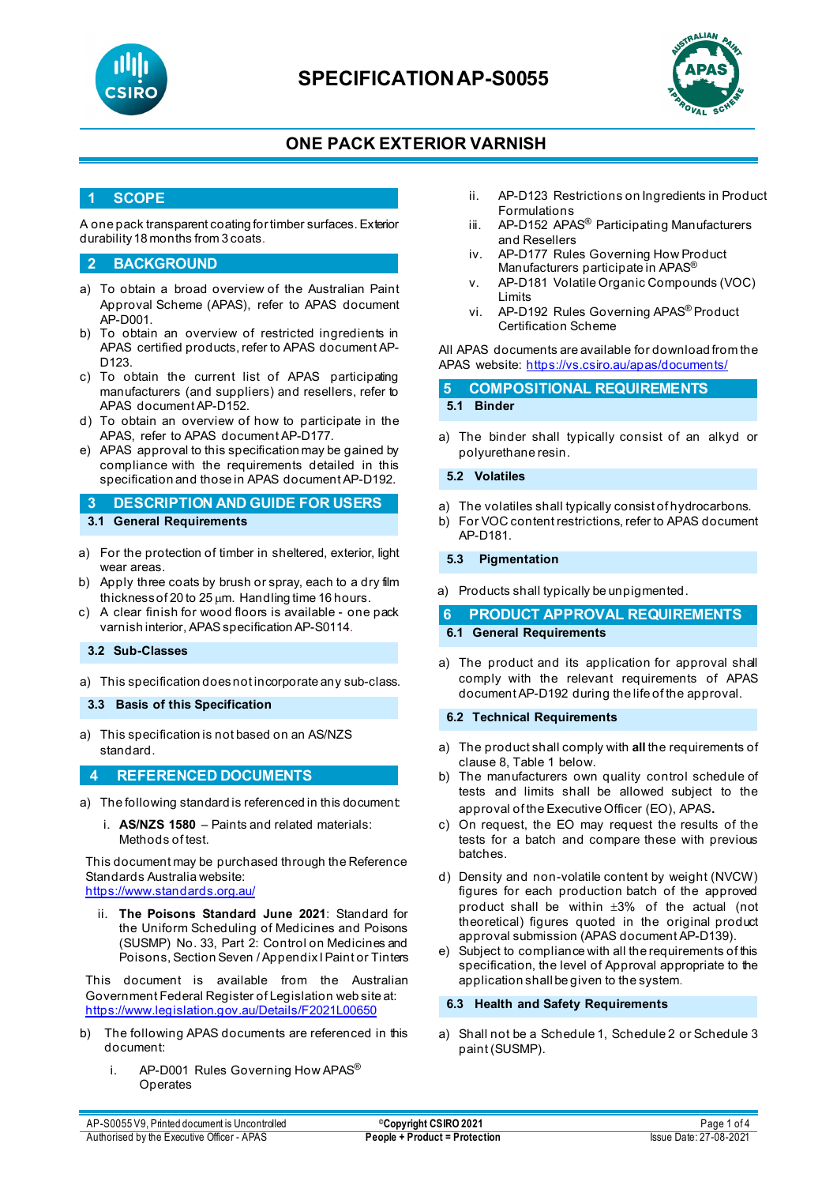# SPECIFICATION AP-S0055

## ONE PACK EXTERIOR VARNISH

## 1 SCOPE

A one pack transparent coating for timber surfaces. Exterior durability 18 months from 3 coats.

## 2 BACKGROUND

a) To obtain a broad overview of the Australian Paint Approval Scheme (APAS), refer to APAS document AP-D001.
b) To obtain an overview of restricted ingredients in APAS certified products, refer to APAS document AP-D123.
c) To obtain the current list of APAS participating manufacturers (and suppliers) and resellers, refer to APAS document AP-D152.
d) To obtain an overview of how to participate in the APAS, refer to APAS document AP-D177.
e) APAS approval to this specification may be gained by compliance with the requirements detailed in this specification and those in APAS document AP-D192.

## 3 DESCRIPTION AND GUIDE FOR USERS

### 3.1 General Requirements

a) For the protection of timber in sheltered, exterior, light wear areas.
b) Apply three coats by brush or spray, each to a dry film thickness of 20 to 25 μm. Handling time 16 hours.
c) A clear finish for wood floors is available - one pack varnish interior, APAS specification AP-S0114.

### 3.2 Sub-Classes

a) This specification does not incorporate any sub-class.

### 3.3 Basis of this Specification

a) This specification is not based on an AS/NZS standard.

## 4 REFERENCED DOCUMENTS

a) The following standard is referenced in this document:

   i. **AS/NZS 1580** – Paints and related materials: Methods of test.

This document may be purchased through the Reference Standards Australia website: https://www.standards.org.au/

   ii. **The Poisons Standard June 2021**: Standard for the Uniform Scheduling of Medicines and Poisons (SUSMP) No. 33, Part 2: Control on Medicines and Poisons, Section Seven / Appendix I Paint or Tinters

This document is available from the Australian Government Federal Register of Legislation web site at: https://www.legislation.gov.au/Details/F2021L00650

b) The following APAS documents are referenced in this document:

   i. AP-D001 Rules Governing How APAS® Operates
   ii. AP-D123 Restrictions on Ingredients in Product Formulations
   iii. AP-D152 APAS® Participating Manufacturers and Resellers
   iv. AP-D177 Rules Governing How Product Manufacturers participate in APAS®
   v. AP-D181 Volatile Organic Compounds (VOC) Limits
   vi. AP-D192 Rules Governing APAS® Product Certification Scheme

All APAS documents are available for download from the APAS website: https://vs.csiro.au/apas/documents/

## 5 COMPOSITIONAL REQUIREMENTS

### 5.1 Binder

a) The binder shall typically consist of an alkyd or polyurethane resin.

### 5.2 Volatiles

a) The volatiles shall typically consist of hydrocarbons.
b) For VOC content restrictions, refer to APAS document AP-D181.

### 5.3 Pigmentation

a) Products shall typically be unpigmented.

## 6 PRODUCT APPROVAL REQUIREMENTS

### 6.1 General Requirements

a) The product and its application for approval shall comply with the relevant requirements of APAS document AP-D192 during the life of the approval.

### 6.2 Technical Requirements

a) The product shall comply with **all** the requirements of clause 8, Table 1 below.
b) The manufacturers own quality control schedule of tests and limits shall be allowed subject to the approval of the Executive Officer (EO), APAS.
c) On request, the EO may request the results of the tests for a batch and compare these with previous batches.
d) Density and non-volatile content by weight (NVCW) figures for each production batch of the approved product shall be within ±3% of the actual (not theoretical) figures quoted in the original product approval submission (APAS document AP-D139).
e) Subject to compliance with all the requirements of this specification, the level of Approval appropriate to the application shall be given to the system.

### 6.3 Health and Safety Requirements

a) Shall not be a Schedule 1, Schedule 2 or Schedule 3 paint (SUSMP).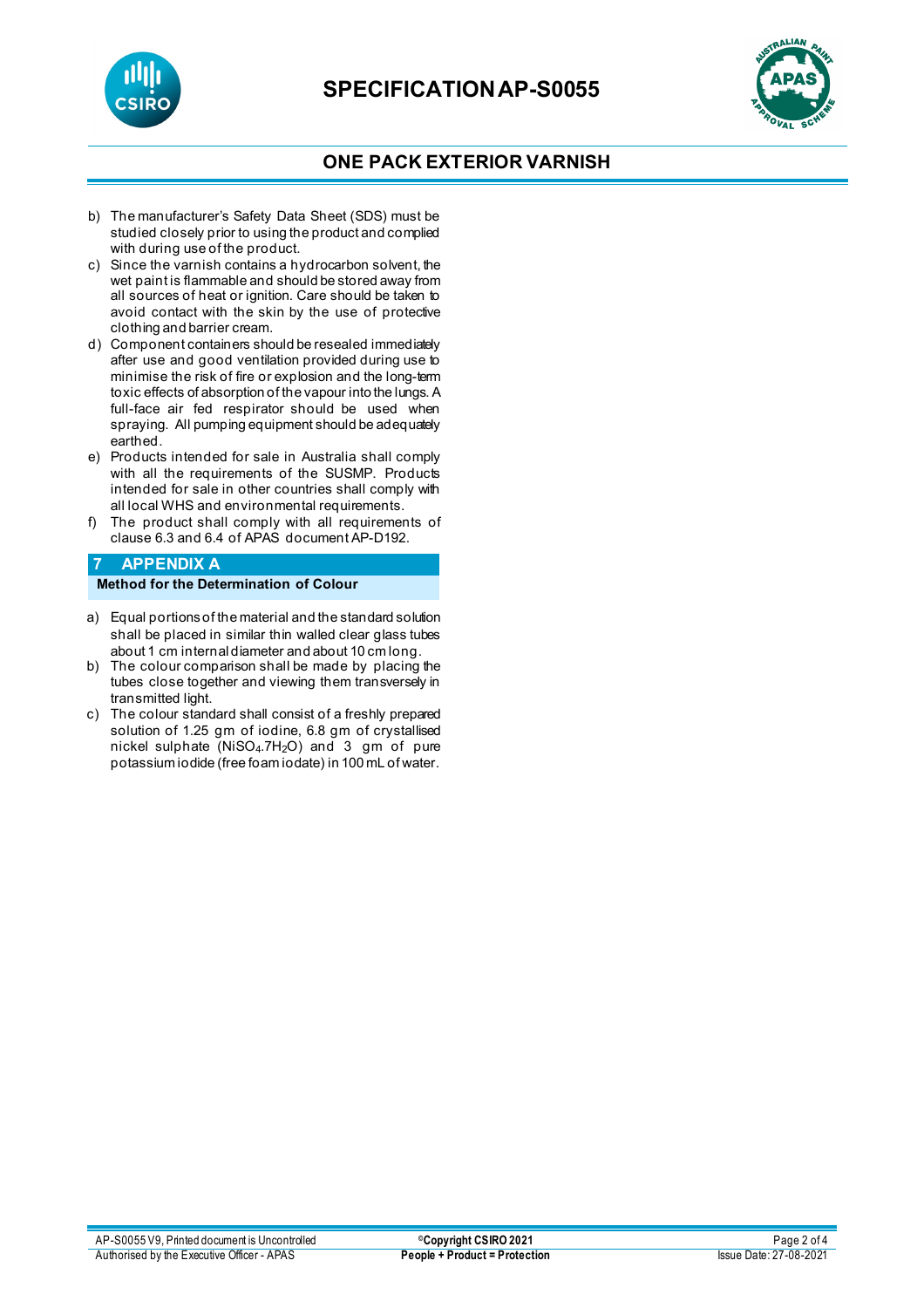b) The manufacturer's Safety Data Sheet (SDS) must be studied closely prior to using the product and complied with during use of the product.
c) Since the varnish contains a hydrocarbon solvent, the wet paint is flammable and should be stored away from all sources of heat or ignition. Care should be taken to avoid contact with the skin by the use of protective clothing and barrier cream.
d) Component containers should be resealed immediately after use and good ventilation provided during use to minimise the risk of fire or explosion and the long-term toxic effects of absorption of the vapour into the lungs. A full-face air fed respirator should be used when spraying. All pumping equipment should be adequately earthed.
e) Products intended for sale in Australia shall comply with all the requirements of the SUSMP. Products intended for sale in other countries shall comply with all local WHS and environmental requirements.
f) The product shall comply with all requirements of clause 6.3 and 6.4 of APAS document AP-D192.

## 7 APPENDIX A

**Method for the Determination of Colour**

a) Equal portions of the material and the standard solution shall be placed in similar thin walled clear glass tubes about 1 cm internal diameter and about 10 cm long.
b) The colour comparison shall be made by placing the tubes close together and viewing them transversely in transmitted light.
c) The colour standard shall consist of a freshly prepared solution of 1.25 gm of iodine, 6.8 gm of crystallised nickel sulphate ($NiSO_4.7H_2O$) and 3 gm of pure potassium iodide (free foam iodate) in 100 mL of water.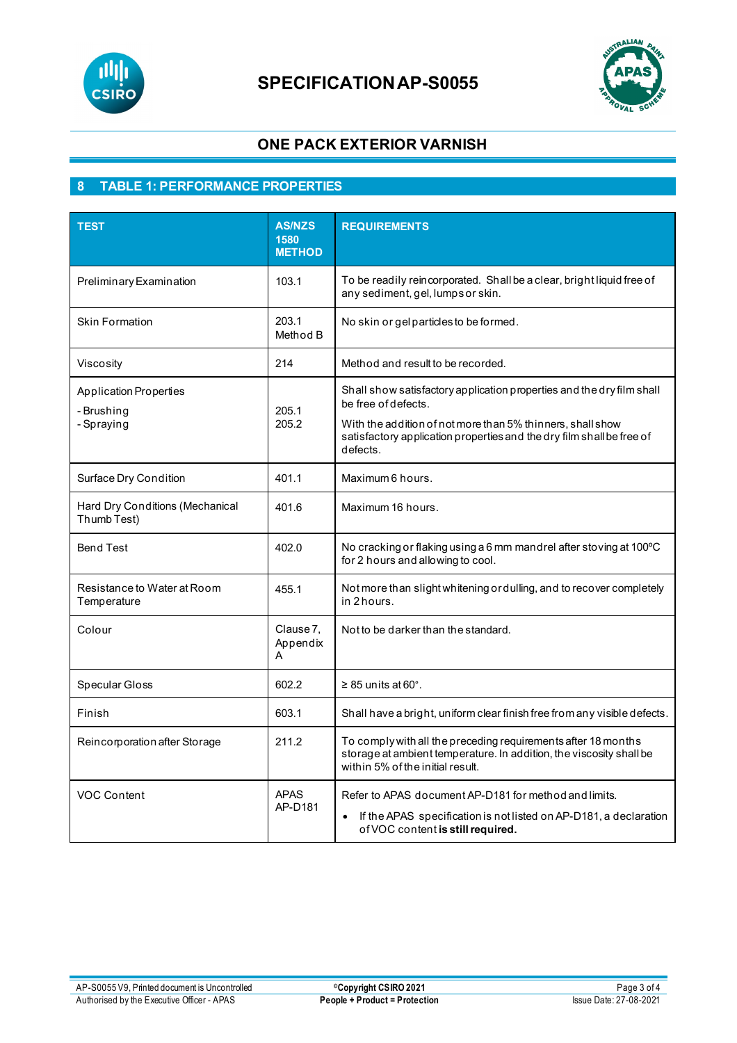# SPECIFICATION AP-S0055

## ONE PACK EXTERIOR VARNISH

## 8 TABLE 1: PERFORMANCE PROPERTIES

| TEST | AS/NZS 1580 METHOD | REQUIREMENTS |
|---|---|---|
| Preliminary Examination | 103.1 | To be readily reincorporated. Shall be a clear, bright liquid free of any sediment, gel, lumps or skin. |
| Skin Formation | 203.1 Method B | No skin or gel particles to be formed. |
| Viscosity | 214 | Method and result to be recorded. |
| Application Properties<br>- Brushing<br>- Spraying | 205.1<br>205.2 | Shall show satisfactory application properties and the dry film shall be free of defects.<br>With the addition of not more than 5% thinners, shall show satisfactory application properties and the dry film shall be free of defects. |
| Surface Dry Condition | 401.1 | Maximum 6 hours. |
| Hard Dry Conditions (Mechanical Thumb Test) | 401.6 | Maximum 16 hours. |
| Bend Test | 402.0 | No cracking or flaking using a 6 mm mandrel after stoving at 100ºC for 2 hours and allowing to cool. |
| Resistance to Water at Room Temperature | 455.1 | Not more than slight whitening or dulling, and to recover completely in 2 hours. |
| Colour | Clause 7, Appendix A | Not to be darker than the standard. |
| Specular Gloss | 602.2 | ≥ 85 units at 60°. |
| Finish | 603.1 | Shall have a bright, uniform clear finish free from any visible defects. |
| Reincorporation after Storage | 211.2 | To comply with all the preceding requirements after 18 months storage at ambient temperature. In addition, the viscosity shall be within 5% of the initial result. |
| VOC Content | APAS AP-D181 | Refer to APAS document AP-D181 for method and limits.<br>• If the APAS specification is not listed on AP-D181, a declaration of VOC content **is still required.** |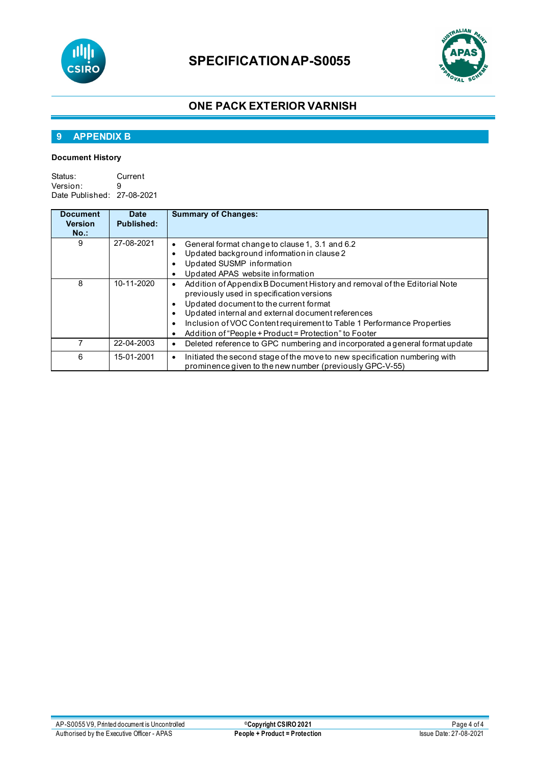## 9 APPENDIX B

**Document History**

Status: Current
Version: 9
Date Published: 27-08-2021

| Document Version No.: | Date Published: | Summary of Changes: |
|---|---|---|
| 9 | 27-08-2021 | • General format change to clause 1, 3.1 and 6.2<br>• Updated background information in clause 2<br>• Updated SUSMP information<br>• Updated APAS website information |
| 8 | 10-11-2020 | • Addition of Appendix B Document History and removal of the Editorial Note previously used in specification versions<br>• Updated document to the current format<br>• Updated internal and external document references<br>• Inclusion of VOC Content requirement to Table 1 Performance Properties<br>• Addition of "People + Product = Protection" to Footer |
| 7 | 22-04-2003 | • Deleted reference to GPC numbering and incorporated a general format update |
| 6 | 15-01-2001 | • Initiated the second stage of the move to new specification numbering with prominence given to the new number (previously GPC-V-55) |